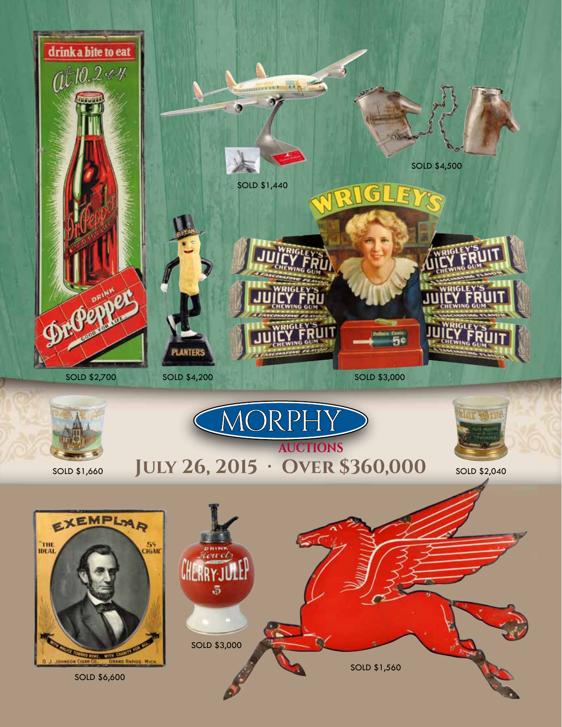SOLD $1,440

SOLD $4,500

SOLD $2,700

SOLD $4,200

SOLD $3,000

SOLD $1,660

# MORPHY AUCTIONS

## July 26, 2015 · Over $360,000

SOLD $2,040

SOLD $6,600

SOLD $3,000

SOLD $1,560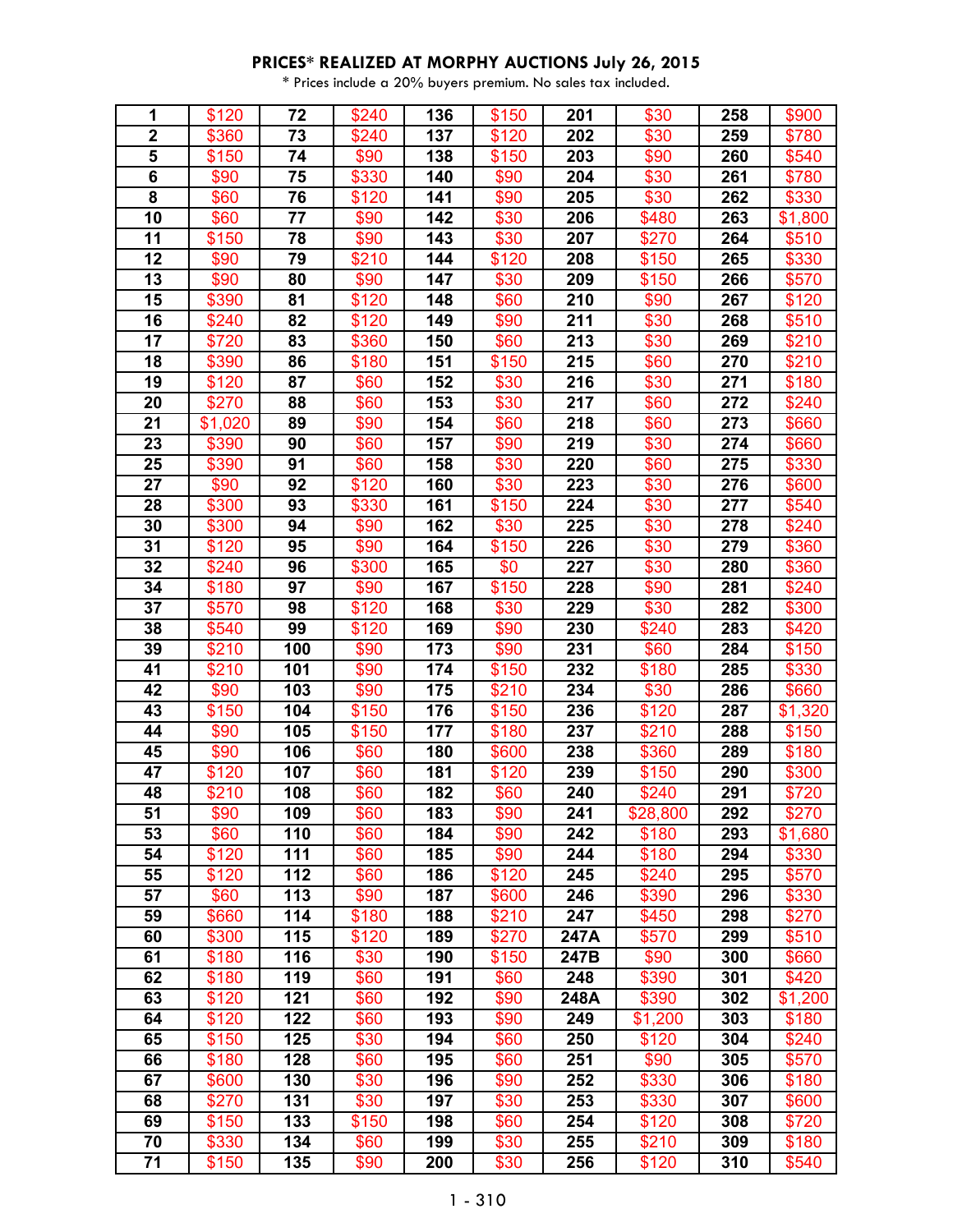## PRICES* REALIZED AT MORPHY AUCTIONS July 26, 2015

\* Prices include a 20% buyers premium. No sales tax included.

| | | | | | | | | | |
|---|---|---|---|---|---|---|---|---|---|
| 1 | $120 | 72 | $240 | 136 | $150 | 201 | $30 | 258 | $900 |
| 2 | $360 | 73 | $240 | 137 | $120 | 202 | $30 | 259 | $780 |
| 5 | $150 | 74 | $90 | 138 | $150 | 203 | $90 | 260 | $540 |
| 6 | $90 | 75 | $330 | 140 | $90 | 204 | $30 | 261 | $780 |
| 8 | $60 | 76 | $120 | 141 | $90 | 205 | $30 | 262 | $330 |
| 10 | $60 | 77 | $90 | 142 | $30 | 206 | $480 | 263 | $1,800 |
| 11 | $150 | 78 | $90 | 143 | $30 | 207 | $270 | 264 | $510 |
| 12 | $90 | 79 | $210 | 144 | $120 | 208 | $150 | 265 | $330 |
| 13 | $90 | 80 | $90 | 147 | $30 | 209 | $150 | 266 | $570 |
| 15 | $390 | 81 | $120 | 148 | $60 | 210 | $90 | 267 | $120 |
| 16 | $240 | 82 | $120 | 149 | $90 | 211 | $30 | 268 | $510 |
| 17 | $720 | 83 | $360 | 150 | $60 | 213 | $30 | 269 | $210 |
| 18 | $390 | 86 | $180 | 151 | $150 | 215 | $60 | 270 | $210 |
| 19 | $120 | 87 | $60 | 152 | $30 | 216 | $30 | 271 | $180 |
| 20 | $270 | 88 | $60 | 153 | $30 | 217 | $60 | 272 | $240 |
| 21 | $1,020 | 89 | $90 | 154 | $60 | 218 | $60 | 273 | $660 |
| 23 | $390 | 90 | $60 | 157 | $90 | 219 | $30 | 274 | $660 |
| 25 | $390 | 91 | $60 | 158 | $30 | 220 | $60 | 275 | $330 |
| 27 | $90 | 92 | $120 | 160 | $30 | 223 | $30 | 276 | $600 |
| 28 | $300 | 93 | $330 | 161 | $150 | 224 | $30 | 277 | $540 |
| 30 | $300 | 94 | $90 | 162 | $30 | 225 | $30 | 278 | $240 |
| 31 | $120 | 95 | $90 | 164 | $150 | 226 | $30 | 279 | $360 |
| 32 | $240 | 96 | $300 | 165 | $0 | 227 | $30 | 280 | $360 |
| 34 | $180 | 97 | $90 | 167 | $150 | 228 | $90 | 281 | $240 |
| 37 | $570 | 98 | $120 | 168 | $30 | 229 | $30 | 282 | $300 |
| 38 | $540 | 99 | $120 | 169 | $90 | 230 | $240 | 283 | $420 |
| 39 | $210 | 100 | $90 | 173 | $90 | 231 | $60 | 284 | $150 |
| 41 | $210 | 101 | $90 | 174 | $150 | 232 | $180 | 285 | $330 |
| 42 | $90 | 103 | $90 | 175 | $210 | 234 | $30 | 286 | $660 |
| 43 | $150 | 104 | $150 | 176 | $150 | 236 | $120 | 287 | $1,320 |
| 44 | $90 | 105 | $150 | 177 | $180 | 237 | $210 | 288 | $150 |
| 45 | $90 | 106 | $60 | 180 | $600 | 238 | $360 | 289 | $180 |
| 47 | $120 | 107 | $60 | 181 | $120 | 239 | $150 | 290 | $300 |
| 48 | $210 | 108 | $60 | 182 | $60 | 240 | $240 | 291 | $720 |
| 51 | $90 | 109 | $60 | 183 | $90 | 241 | $28,800 | 292 | $270 |
| 53 | $60 | 110 | $60 | 184 | $90 | 242 | $180 | 293 | $1,680 |
| 54 | $120 | 111 | $60 | 185 | $90 | 244 | $180 | 294 | $330 |
| 55 | $120 | 112 | $60 | 186 | $120 | 245 | $240 | 295 | $570 |
| 57 | $60 | 113 | $90 | 187 | $600 | 246 | $390 | 296 | $330 |
| 59 | $660 | 114 | $180 | 188 | $210 | 247 | $450 | 298 | $270 |
| 60 | $300 | 115 | $120 | 189 | $270 | 247A | $570 | 299 | $510 |
| 61 | $180 | 116 | $30 | 190 | $150 | 247B | $90 | 300 | $660 |
| 62 | $180 | 119 | $60 | 191 | $60 | 248 | $390 | 301 | $420 |
| 63 | $120 | 121 | $60 | 192 | $90 | 248A | $390 | 302 | $1,200 |
| 64 | $120 | 122 | $60 | 193 | $90 | 249 | $1,200 | 303 | $180 |
| 65 | $150 | 125 | $30 | 194 | $60 | 250 | $120 | 304 | $240 |
| 66 | $180 | 128 | $60 | 195 | $60 | 251 | $90 | 305 | $570 |
| 67 | $600 | 130 | $30 | 196 | $90 | 252 | $330 | 306 | $180 |
| 68 | $270 | 131 | $30 | 197 | $30 | 253 | $330 | 307 | $600 |
| 69 | $150 | 133 | $150 | 198 | $60 | 254 | $120 | 308 | $720 |
| 70 | $330 | 134 | $60 | 199 | $30 | 255 | $210 | 309 | $180 |
| 71 | $150 | 135 | $90 | 200 | $30 | 256 | $120 | 310 | $540 |

1 - 310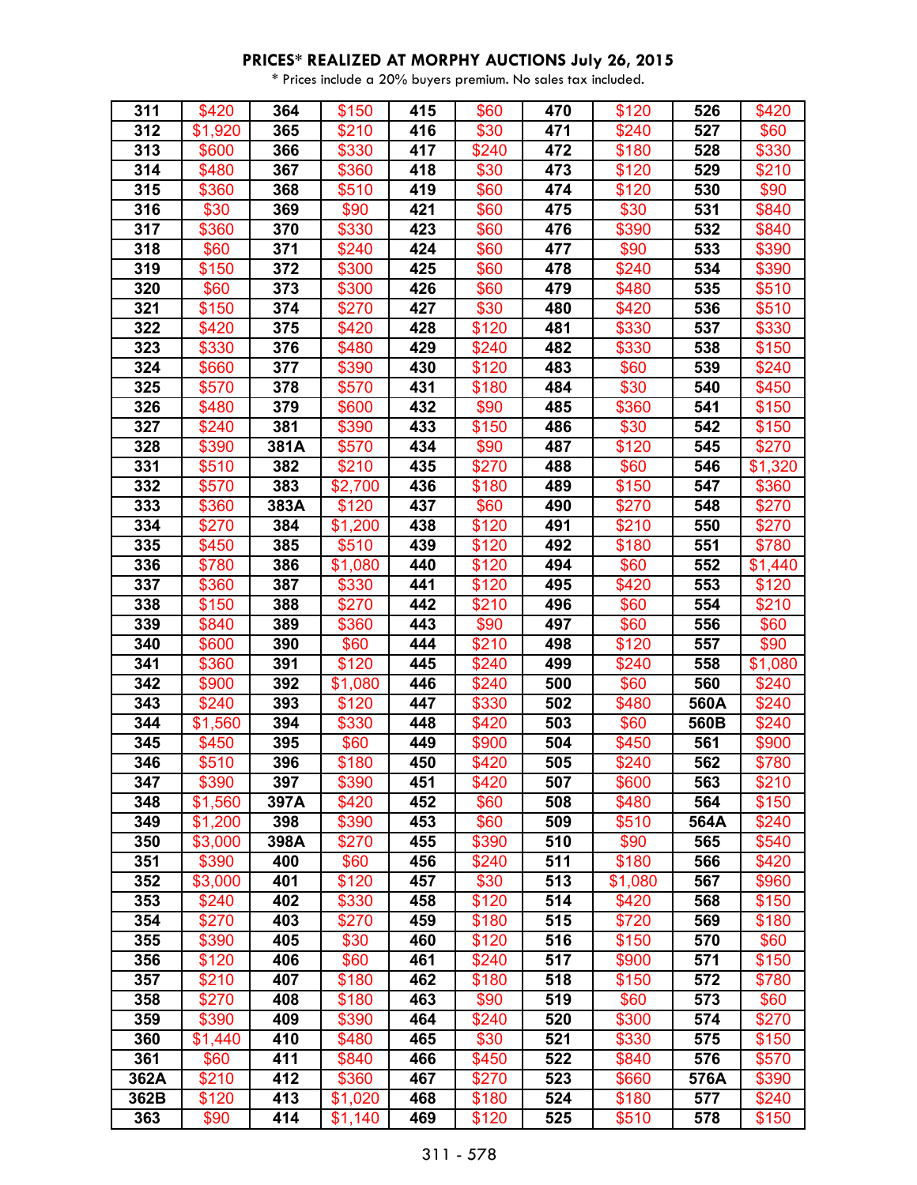# PRICES* REALIZED AT MORPHY AUCTIONS July 26, 2015

\* Prices include a 20% buyers premium. No sales tax included.

| | | | | | | | | | |
|---|---|---|---|---|---|---|---|---|---|
| 311 | $420 | 364 | $150 | 415 | $60 | 470 | $120 | 526 | $420 |
| 312 | $1,920 | 365 | $210 | 416 | $30 | 471 | $240 | 527 | $60 |
| 313 | $600 | 366 | $330 | 417 | $240 | 472 | $180 | 528 | $330 |
| 314 | $480 | 367 | $360 | 418 | $30 | 473 | $120 | 529 | $210 |
| 315 | $360 | 368 | $510 | 419 | $60 | 474 | $120 | 530 | $90 |
| 316 | $30 | 369 | $90 | 421 | $60 | 475 | $30 | 531 | $840 |
| 317 | $360 | 370 | $330 | 423 | $60 | 476 | $390 | 532 | $840 |
| 318 | $60 | 371 | $240 | 424 | $60 | 477 | $90 | 533 | $390 |
| 319 | $150 | 372 | $300 | 425 | $60 | 478 | $240 | 534 | $390 |
| 320 | $60 | 373 | $300 | 426 | $60 | 479 | $480 | 535 | $510 |
| 321 | $150 | 374 | $270 | 427 | $30 | 480 | $420 | 536 | $510 |
| 322 | $420 | 375 | $420 | 428 | $120 | 481 | $330 | 537 | $330 |
| 323 | $330 | 376 | $480 | 429 | $240 | 482 | $330 | 538 | $150 |
| 324 | $660 | 377 | $390 | 430 | $120 | 483 | $60 | 539 | $240 |
| 325 | $570 | 378 | $570 | 431 | $180 | 484 | $30 | 540 | $450 |
| 326 | $480 | 379 | $600 | 432 | $90 | 485 | $360 | 541 | $150 |
| 327 | $240 | 381 | $390 | 433 | $150 | 486 | $30 | 542 | $150 |
| 328 | $390 | 381A | $570 | 434 | $90 | 487 | $120 | 545 | $270 |
| 331 | $510 | 382 | $210 | 435 | $270 | 488 | $60 | 546 | $1,320 |
| 332 | $570 | 383 | $2,700 | 436 | $180 | 489 | $150 | 547 | $360 |
| 333 | $360 | 383A | $120 | 437 | $60 | 490 | $270 | 548 | $270 |
| 334 | $270 | 384 | $1,200 | 438 | $120 | 491 | $210 | 550 | $270 |
| 335 | $450 | 385 | $510 | 439 | $120 | 492 | $180 | 551 | $780 |
| 336 | $780 | 386 | $1,080 | 440 | $120 | 494 | $60 | 552 | $1,440 |
| 337 | $360 | 387 | $330 | 441 | $120 | 495 | $420 | 553 | $120 |
| 338 | $150 | 388 | $270 | 442 | $210 | 496 | $60 | 554 | $210 |
| 339 | $840 | 389 | $360 | 443 | $90 | 497 | $60 | 556 | $60 |
| 340 | $600 | 390 | $60 | 444 | $210 | 498 | $120 | 557 | $90 |
| 341 | $360 | 391 | $120 | 445 | $240 | 499 | $240 | 558 | $1,080 |
| 342 | $900 | 392 | $1,080 | 446 | $240 | 500 | $60 | 560 | $240 |
| 343 | $240 | 393 | $120 | 447 | $330 | 502 | $480 | 560A | $240 |
| 344 | $1,560 | 394 | $330 | 448 | $420 | 503 | $60 | 560B | $240 |
| 345 | $450 | 395 | $60 | 449 | $900 | 504 | $450 | 561 | $900 |
| 346 | $510 | 396 | $180 | 450 | $420 | 505 | $240 | 562 | $780 |
| 347 | $390 | 397 | $390 | 451 | $420 | 507 | $600 | 563 | $210 |
| 348 | $1,560 | 397A | $420 | 452 | $60 | 508 | $480 | 564 | $150 |
| 349 | $1,200 | 398 | $390 | 453 | $60 | 509 | $510 | 564A | $240 |
| 350 | $3,000 | 398A | $270 | 455 | $390 | 510 | $90 | 565 | $540 |
| 351 | $390 | 400 | $60 | 456 | $240 | 511 | $180 | 566 | $420 |
| 352 | $3,000 | 401 | $120 | 457 | $30 | 513 | $1,080 | 567 | $960 |
| 353 | $240 | 402 | $330 | 458 | $120 | 514 | $420 | 568 | $150 |
| 354 | $270 | 403 | $270 | 459 | $180 | 515 | $720 | 569 | $180 |
| 355 | $390 | 405 | $30 | 460 | $120 | 516 | $150 | 570 | $60 |
| 356 | $120 | 406 | $60 | 461 | $240 | 517 | $900 | 571 | $150 |
| 357 | $210 | 407 | $180 | 462 | $180 | 518 | $150 | 572 | $780 |
| 358 | $270 | 408 | $180 | 463 | $90 | 519 | $60 | 573 | $60 |
| 359 | $390 | 409 | $390 | 464 | $240 | 520 | $300 | 574 | $270 |
| 360 | $1,440 | 410 | $480 | 465 | $30 | 521 | $330 | 575 | $150 |
| 361 | $60 | 411 | $840 | 466 | $450 | 522 | $840 | 576 | $570 |
| 362A | $210 | 412 | $360 | 467 | $270 | 523 | $660 | 576A | $390 |
| 362B | $120 | 413 | $1,020 | 468 | $180 | 524 | $180 | 577 | $240 |
| 363 | $90 | 414 | $1,140 | 469 | $120 | 525 | $510 | 578 | $150 |

311 - 578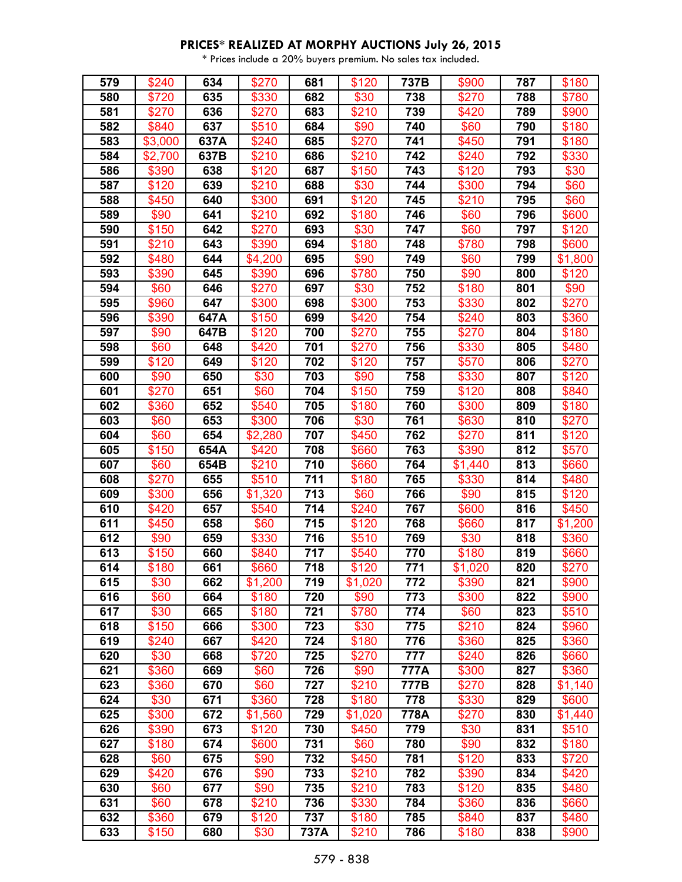**PRICES* REALIZED AT MORPHY AUCTIONS July 26, 2015**

* Prices include a 20% buyers premium. No sales tax included.

| | | | | | | | | | |
|---|---|---|---|---|---|---|---|---|---|
| 579 | $240 | 634 | $270 | 681 | $120 | 737B | $900 | 787 | $180 |
| 580 | $720 | 635 | $330 | 682 | $30 | 738 | $270 | 788 | $780 |
| 581 | $270 | 636 | $270 | 683 | $210 | 739 | $420 | 789 | $900 |
| 582 | $840 | 637 | $510 | 684 | $90 | 740 | $60 | 790 | $180 |
| 583 | $3,000 | 637A | $240 | 685 | $270 | 741 | $450 | 791 | $180 |
| 584 | $2,700 | 637B | $210 | 686 | $210 | 742 | $240 | 792 | $330 |
| 586 | $390 | 638 | $120 | 687 | $150 | 743 | $120 | 793 | $30 |
| 587 | $120 | 639 | $210 | 688 | $30 | 744 | $300 | 794 | $60 |
| 588 | $450 | 640 | $300 | 691 | $120 | 745 | $210 | 795 | $60 |
| 589 | $90 | 641 | $210 | 692 | $180 | 746 | $60 | 796 | $600 |
| 590 | $150 | 642 | $270 | 693 | $30 | 747 | $60 | 797 | $120 |
| 591 | $210 | 643 | $390 | 694 | $180 | 748 | $780 | 798 | $600 |
| 592 | $480 | 644 | $4,200 | 695 | $90 | 749 | $60 | 799 | $1,800 |
| 593 | $390 | 645 | $390 | 696 | $780 | 750 | $90 | 800 | $120 |
| 594 | $60 | 646 | $270 | 697 | $30 | 752 | $180 | 801 | $90 |
| 595 | $960 | 647 | $300 | 698 | $300 | 753 | $330 | 802 | $270 |
| 596 | $390 | 647A | $150 | 699 | $420 | 754 | $240 | 803 | $360 |
| 597 | $90 | 647B | $120 | 700 | $270 | 755 | $270 | 804 | $180 |
| 598 | $60 | 648 | $420 | 701 | $270 | 756 | $330 | 805 | $480 |
| 599 | $120 | 649 | $120 | 702 | $120 | 757 | $570 | 806 | $270 |
| 600 | $90 | 650 | $30 | 703 | $90 | 758 | $330 | 807 | $120 |
| 601 | $270 | 651 | $60 | 704 | $150 | 759 | $120 | 808 | $840 |
| 602 | $360 | 652 | $540 | 705 | $180 | 760 | $300 | 809 | $180 |
| 603 | $60 | 653 | $300 | 706 | $30 | 761 | $630 | 810 | $270 |
| 604 | $60 | 654 | $2,280 | 707 | $450 | 762 | $270 | 811 | $120 |
| 605 | $150 | 654A | $420 | 708 | $660 | 763 | $390 | 812 | $570 |
| 607 | $60 | 654B | $210 | 710 | $660 | 764 | $1,440 | 813 | $660 |
| 608 | $270 | 655 | $510 | 711 | $180 | 765 | $330 | 814 | $480 |
| 609 | $300 | 656 | $1,320 | 713 | $60 | 766 | $90 | 815 | $120 |
| 610 | $420 | 657 | $540 | 714 | $240 | 767 | $600 | 816 | $450 |
| 611 | $450 | 658 | $60 | 715 | $120 | 768 | $660 | 817 | $1,200 |
| 612 | $90 | 659 | $330 | 716 | $510 | 769 | $30 | 818 | $360 |
| 613 | $150 | 660 | $840 | 717 | $540 | 770 | $180 | 819 | $660 |
| 614 | $180 | 661 | $660 | 718 | $120 | 771 | $1,020 | 820 | $270 |
| 615 | $30 | 662 | $1,200 | 719 | $1,020 | 772 | $390 | 821 | $900 |
| 616 | $60 | 664 | $180 | 720 | $90 | 773 | $300 | 822 | $900 |
| 617 | $30 | 665 | $180 | 721 | $780 | 774 | $60 | 823 | $510 |
| 618 | $150 | 666 | $300 | 723 | $30 | 775 | $210 | 824 | $960 |
| 619 | $240 | 667 | $420 | 724 | $180 | 776 | $360 | 825 | $360 |
| 620 | $30 | 668 | $720 | 725 | $270 | 777 | $240 | 826 | $660 |
| 621 | $360 | 669 | $60 | 726 | $90 | 777A | $300 | 827 | $360 |
| 623 | $360 | 670 | $60 | 727 | $210 | 777B | $270 | 828 | $1,140 |
| 624 | $30 | 671 | $360 | 728 | $180 | 778 | $330 | 829 | $600 |
| 625 | $300 | 672 | $1,560 | 729 | $1,020 | 778A | $270 | 830 | $1,440 |
| 626 | $390 | 673 | $120 | 730 | $450 | 779 | $30 | 831 | $510 |
| 627 | $180 | 674 | $600 | 731 | $60 | 780 | $90 | 832 | $180 |
| 628 | $60 | 675 | $90 | 732 | $450 | 781 | $120 | 833 | $720 |
| 629 | $420 | 676 | $90 | 733 | $210 | 782 | $390 | 834 | $420 |
| 630 | $60 | 677 | $90 | 735 | $210 | 783 | $120 | 835 | $480 |
| 631 | $60 | 678 | $210 | 736 | $330 | 784 | $360 | 836 | $660 |
| 632 | $360 | 679 | $120 | 737 | $180 | 785 | $840 | 837 | $480 |
| 633 | $150 | 680 | $30 | 737A | $210 | 786 | $180 | 838 | $900 |

579 - 838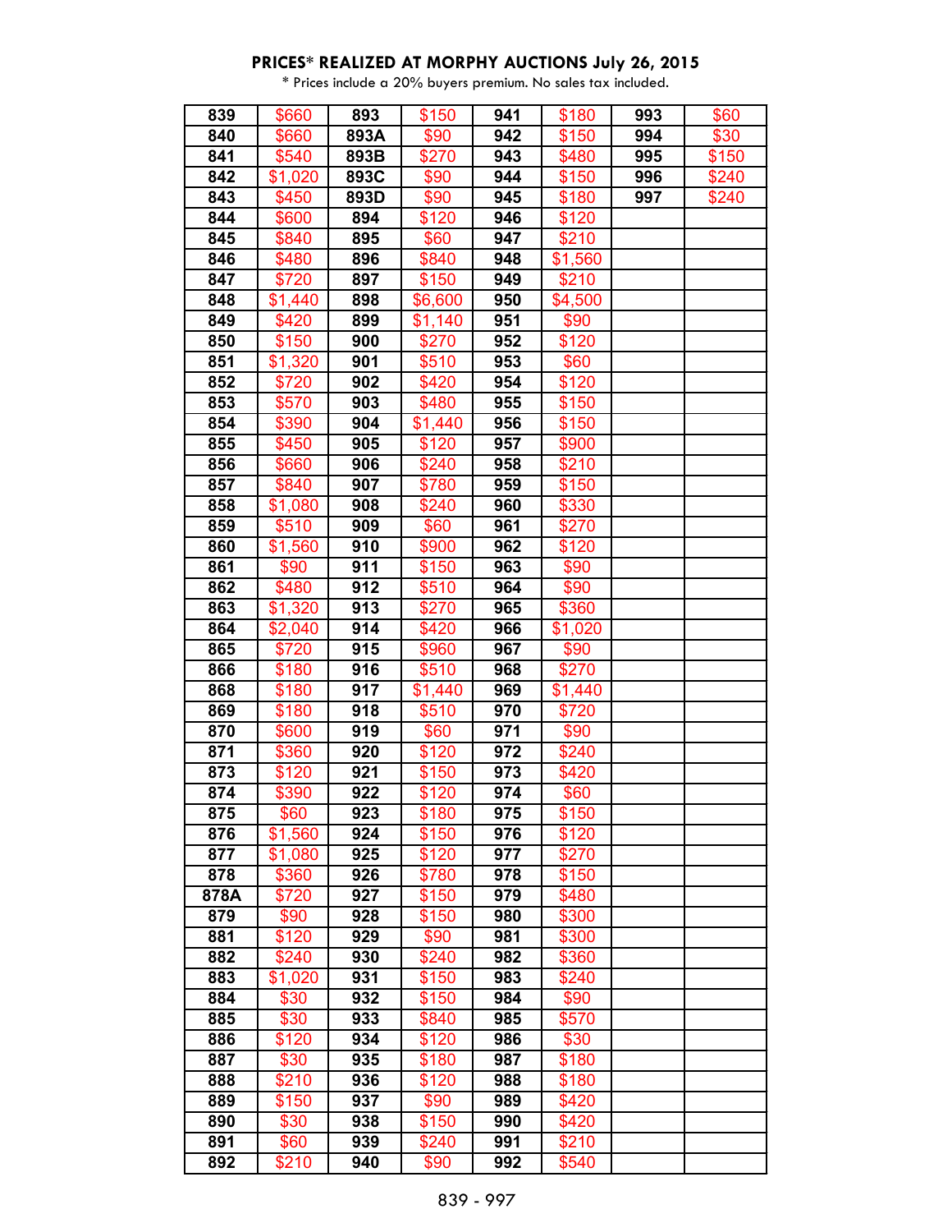**PRICES* REALIZED AT MORPHY AUCTIONS July 26, 2015**

* Prices include a 20% buyers premium. No sales tax included.

| | | | | | | | |
|---|---|---|---|---|---|---|---|
| 839 | $660 | 893 | $150 | 941 | $180 | 993 | $60 |
| 840 | $660 | 893A | $90 | 942 | $150 | 994 | $30 |
| 841 | $540 | 893B | $270 | 943 | $480 | 995 | $150 |
| 842 | $1,020 | 893C | $90 | 944 | $150 | 996 | $240 |
| 843 | $450 | 893D | $90 | 945 | $180 | 997 | $240 |
| 844 | $600 | 894 | $120 | 946 | $120 | | |
| 845 | $840 | 895 | $60 | 947 | $210 | | |
| 846 | $480 | 896 | $840 | 948 | $1,560 | | |
| 847 | $720 | 897 | $150 | 949 | $210 | | |
| 848 | $1,440 | 898 | $6,600 | 950 | $4,500 | | |
| 849 | $420 | 899 | $1,140 | 951 | $90 | | |
| 850 | $150 | 900 | $270 | 952 | $120 | | |
| 851 | $1,320 | 901 | $510 | 953 | $60 | | |
| 852 | $720 | 902 | $420 | 954 | $120 | | |
| 853 | $570 | 903 | $480 | 955 | $150 | | |
| 854 | $390 | 904 | $1,440 | 956 | $150 | | |
| 855 | $450 | 905 | $120 | 957 | $900 | | |
| 856 | $660 | 906 | $240 | 958 | $210 | | |
| 857 | $840 | 907 | $780 | 959 | $150 | | |
| 858 | $1,080 | 908 | $240 | 960 | $330 | | |
| 859 | $510 | 909 | $60 | 961 | $270 | | |
| 860 | $1,560 | 910 | $900 | 962 | $120 | | |
| 861 | $90 | 911 | $150 | 963 | $90 | | |
| 862 | $480 | 912 | $510 | 964 | $90 | | |
| 863 | $1,320 | 913 | $270 | 965 | $360 | | |
| 864 | $2,040 | 914 | $420 | 966 | $1,020 | | |
| 865 | $720 | 915 | $960 | 967 | $90 | | |
| 866 | $180 | 916 | $510 | 968 | $270 | | |
| 868 | $180 | 917 | $1,440 | 969 | $1,440 | | |
| 869 | $180 | 918 | $510 | 970 | $720 | | |
| 870 | $600 | 919 | $60 | 971 | $90 | | |
| 871 | $360 | 920 | $120 | 972 | $240 | | |
| 873 | $120 | 921 | $150 | 973 | $420 | | |
| 874 | $390 | 922 | $120 | 974 | $60 | | |
| 875 | $60 | 923 | $180 | 975 | $150 | | |
| 876 | $1,560 | 924 | $150 | 976 | $120 | | |
| 877 | $1,080 | 925 | $120 | 977 | $270 | | |
| 878 | $360 | 926 | $780 | 978 | $150 | | |
| 878A | $720 | 927 | $150 | 979 | $480 | | |
| 879 | $90 | 928 | $150 | 980 | $300 | | |
| 881 | $120 | 929 | $90 | 981 | $300 | | |
| 882 | $240 | 930 | $240 | 982 | $360 | | |
| 883 | $1,020 | 931 | $150 | 983 | $240 | | |
| 884 | $30 | 932 | $150 | 984 | $90 | | |
| 885 | $30 | 933 | $840 | 985 | $570 | | |
| 886 | $120 | 934 | $120 | 986 | $30 | | |
| 887 | $30 | 935 | $180 | 987 | $180 | | |
| 888 | $210 | 936 | $120 | 988 | $180 | | |
| 889 | $150 | 937 | $90 | 989 | $420 | | |
| 890 | $30 | 938 | $150 | 990 | $420 | | |
| 891 | $60 | 939 | $240 | 991 | $210 | | |
| 892 | $210 | 940 | $90 | 992 | $540 | | |

839 - 997